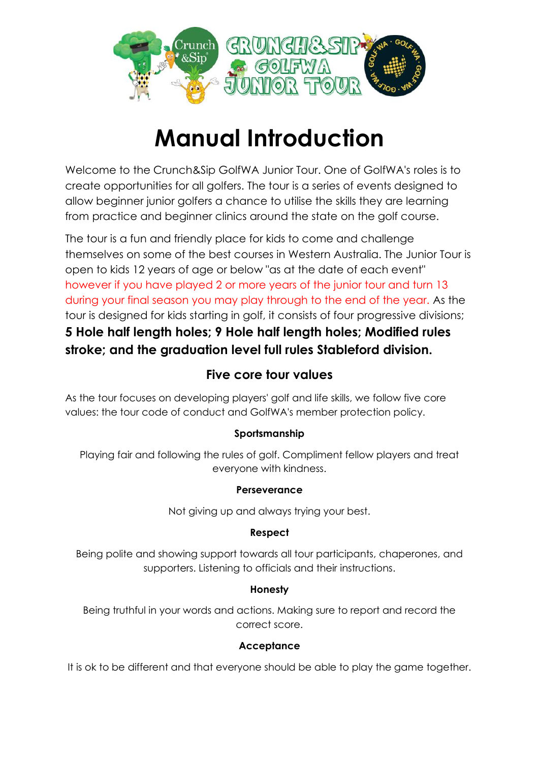# Manual Introduction

Welcome to the Crunch&Sip GolfWA Junior Tour. One of GolfWA's roles is to create opportunities for all golfers. The tour is a series of events designed to allow beginner junior golfers a chance to utilise the skills they are learning from practice and beginner clinics around the state on the golf course.

The tour is a fun and friendly place for kids to come and challenge themselves on some of the best courses in Western Australia. The Junior Tour is open to kids 12 years of age or below "as at the date of each event" however if you have played 2 or more years of the junior tour and turn 13 during your final season you may play through to the end of the year. As the tour is designed for kids starting in golf, it consists of four progressive divisions; **5 Hole half length holes; 9 Hole half length holes; Modified rules stroke; and the graduation level full rules Stableford division.**

## Five core tour values

As the tour focuses on developing players' golf and life skills, we follow five core values: the tour code of conduct and GolfWA's member protection policy.

**Sportsmanship**

Playing fair and following the rules of golf. Compliment fellow players and treat everyone with kindness.

**Perseverance**

Not giving up and always trying your best.

**Respect**

Being polite and showing support towards all tour participants, chaperones, and supporters. Listening to officials and their instructions.

**Honesty**

Being truthful in your words and actions. Making sure to report and record the correct score.

**Acceptance**

It is ok to be different and that everyone should be able to play the game together.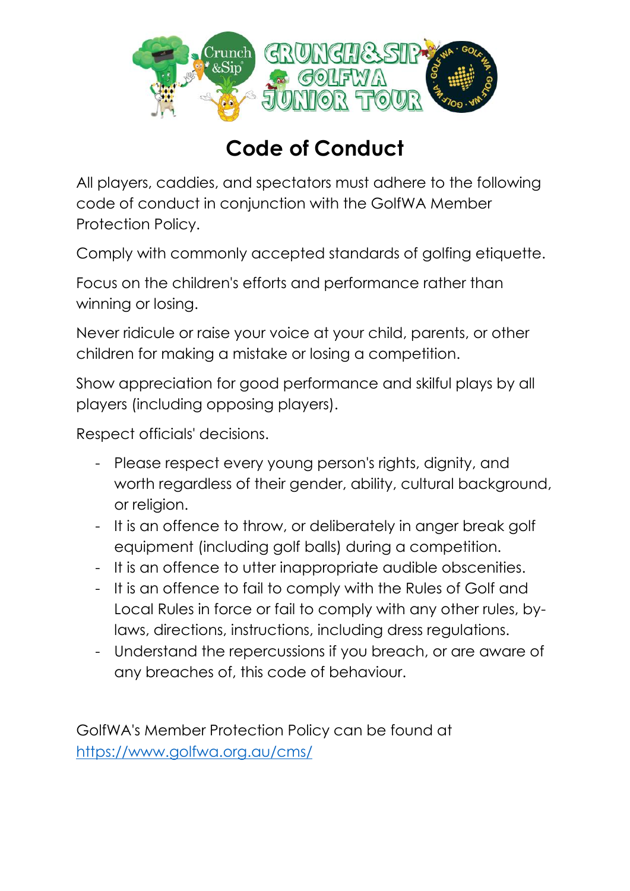# Code of Conduct

All players, caddies, and spectators must adhere to the following code of conduct in conjunction with the GolfWA Member Protection Policy.

Comply with commonly accepted standards of golfing etiquette.

Focus on the children's efforts and performance rather than winning or losing.

Never ridicule or raise your voice at your child, parents, or other children for making a mistake or losing a competition.

Show appreciation for good performance and skilful plays by all players (including opposing players).

Respect officials' decisions.

- Please respect every young person's rights, dignity, and worth regardless of their gender, ability, cultural background, or religion.
- It is an offence to throw, or deliberately in anger break golf equipment (including golf balls) during a competition.
- It is an offence to utter inappropriate audible obscenities.
- It is an offence to fail to comply with the Rules of Golf and Local Rules in force or fail to comply with any other rules, by-laws, directions, instructions, including dress regulations.
- Understand the repercussions if you breach, or are aware of any breaches of, this code of behaviour.

GolfWA's Member Protection Policy can be found at [https://www.golfwa.org.au/cms/](https://www.golfwa.org.au/cms/)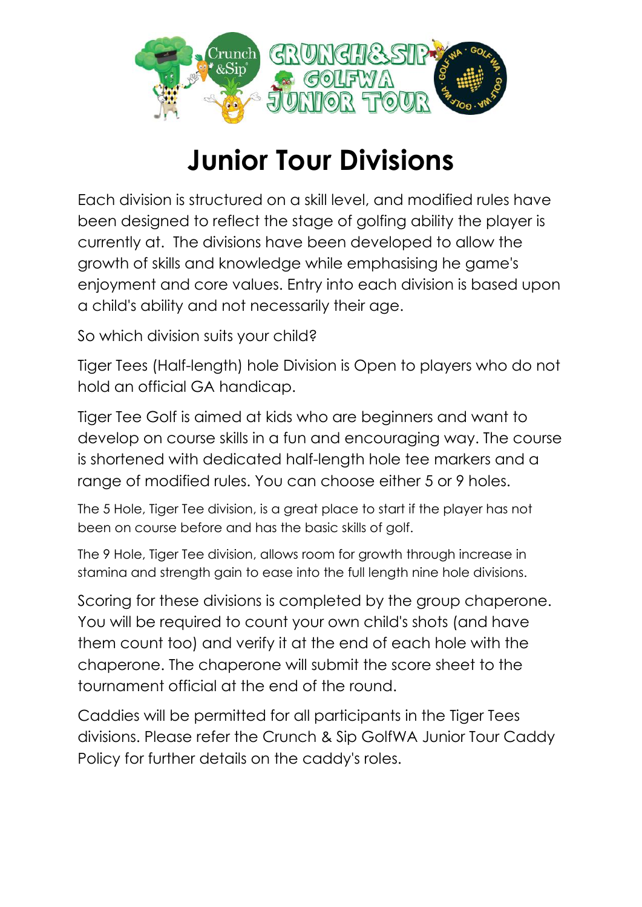# Junior Tour Divisions

Each division is structured on a skill level, and modified rules have been designed to reflect the stage of golfing ability the player is currently at. The divisions have been developed to allow the growth of skills and knowledge while emphasising he game's enjoyment and core values. Entry into each division is based upon a child's ability and not necessarily their age.

So which division suits your child?

Tiger Tees (Half-length) hole Division is Open to players who do not hold an official GA handicap.

Tiger Tee Golf is aimed at kids who are beginners and want to develop on course skills in a fun and encouraging way. The course is shortened with dedicated half-length hole tee markers and a range of modified rules. You can choose either 5 or 9 holes.

The 5 Hole, Tiger Tee division, is a great place to start if the player has not been on course before and has the basic skills of golf.

The 9 Hole, Tiger Tee division, allows room for growth through increase in stamina and strength gain to ease into the full length nine hole divisions.

Scoring for these divisions is completed by the group chaperone. You will be required to count your own child's shots (and have them count too) and verify it at the end of each hole with the chaperone. The chaperone will submit the score sheet to the tournament official at the end of the round.

Caddies will be permitted for all participants in the Tiger Tees divisions. Please refer the Crunch & Sip GolfWA Junior Tour Caddy Policy for further details on the caddy's roles.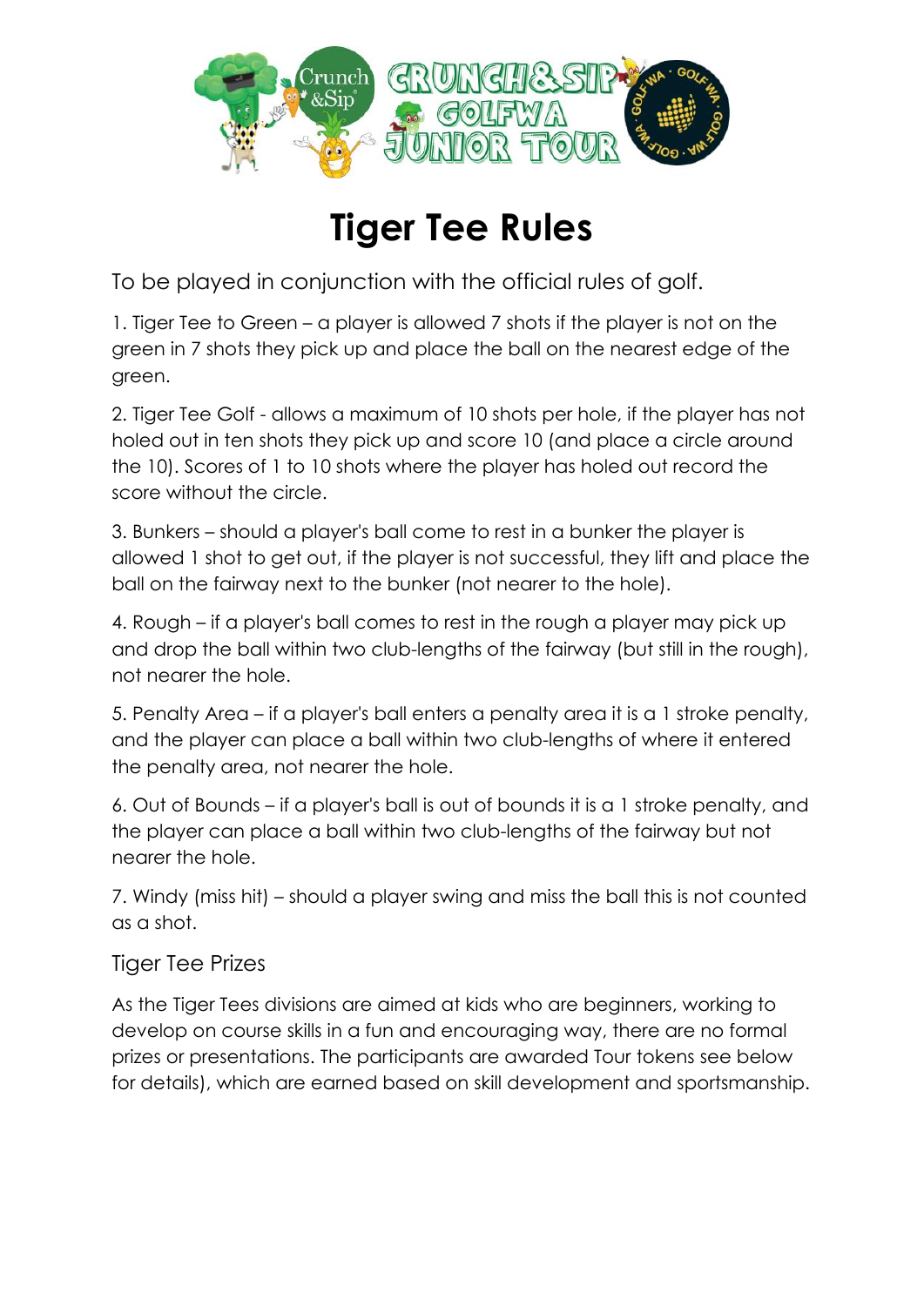# Tiger Tee Rules

To be played in conjunction with the official rules of golf.

1. Tiger Tee to Green – a player is allowed 7 shots if the player is not on the green in 7 shots they pick up and place the ball on the nearest edge of the green.

2. Tiger Tee Golf - allows a maximum of 10 shots per hole, if the player has not holed out in ten shots they pick up and score 10 (and place a circle around the 10). Scores of 1 to 10 shots where the player has holed out record the score without the circle.

3. Bunkers – should a player's ball come to rest in a bunker the player is allowed 1 shot to get out, if the player is not successful, they lift and place the ball on the fairway next to the bunker (not nearer to the hole).

4. Rough – if a player's ball comes to rest in the rough a player may pick up and drop the ball within two club-lengths of the fairway (but still in the rough), not nearer the hole.

5. Penalty Area – if a player's ball enters a penalty area it is a 1 stroke penalty, and the player can place a ball within two club-lengths of where it entered the penalty area, not nearer the hole.

6. Out of Bounds – if a player's ball is out of bounds it is a 1 stroke penalty, and the player can place a ball within two club-lengths of the fairway but not nearer the hole.

7. Windy (miss hit) – should a player swing and miss the ball this is not counted as a shot.

## Tiger Tee Prizes

As the Tiger Tees divisions are aimed at kids who are beginners, working to develop on course skills in a fun and encouraging way, there are no formal prizes or presentations. The participants are awarded Tour tokens see below for details), which are earned based on skill development and sportsmanship.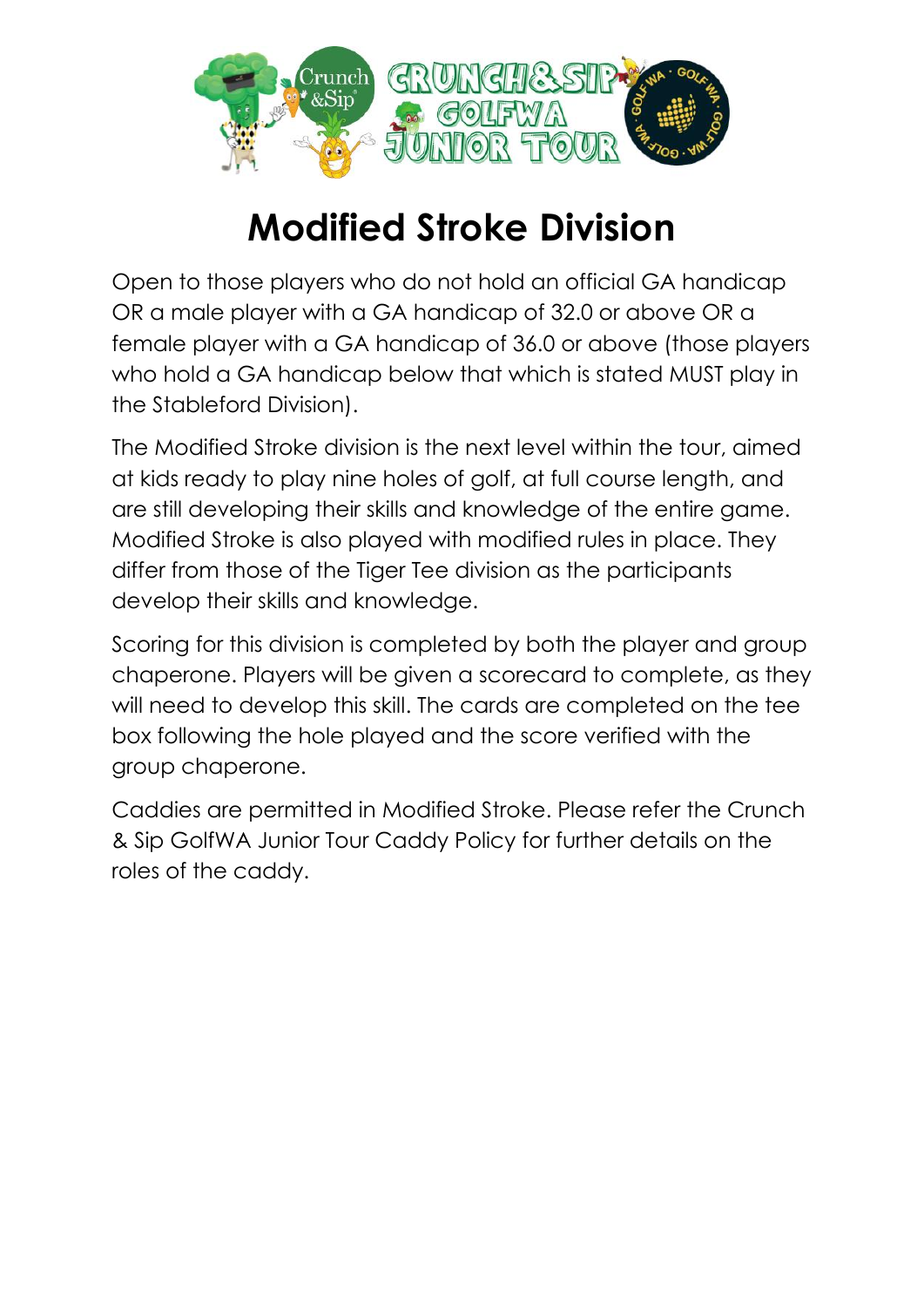# Modified Stroke Division

Open to those players who do not hold an official GA handicap OR a male player with a GA handicap of 32.0 or above OR a female player with a GA handicap of 36.0 or above (those players who hold a GA handicap below that which is stated MUST play in the Stableford Division).

The Modified Stroke division is the next level within the tour, aimed at kids ready to play nine holes of golf, at full course length, and are still developing their skills and knowledge of the entire game. Modified Stroke is also played with modified rules in place. They differ from those of the Tiger Tee division as the participants develop their skills and knowledge.

Scoring for this division is completed by both the player and group chaperone. Players will be given a scorecard to complete, as they will need to develop this skill. The cards are completed on the tee box following the hole played and the score verified with the group chaperone.

Caddies are permitted in Modified Stroke. Please refer the Crunch & Sip GolfWA Junior Tour Caddy Policy for further details on the roles of the caddy.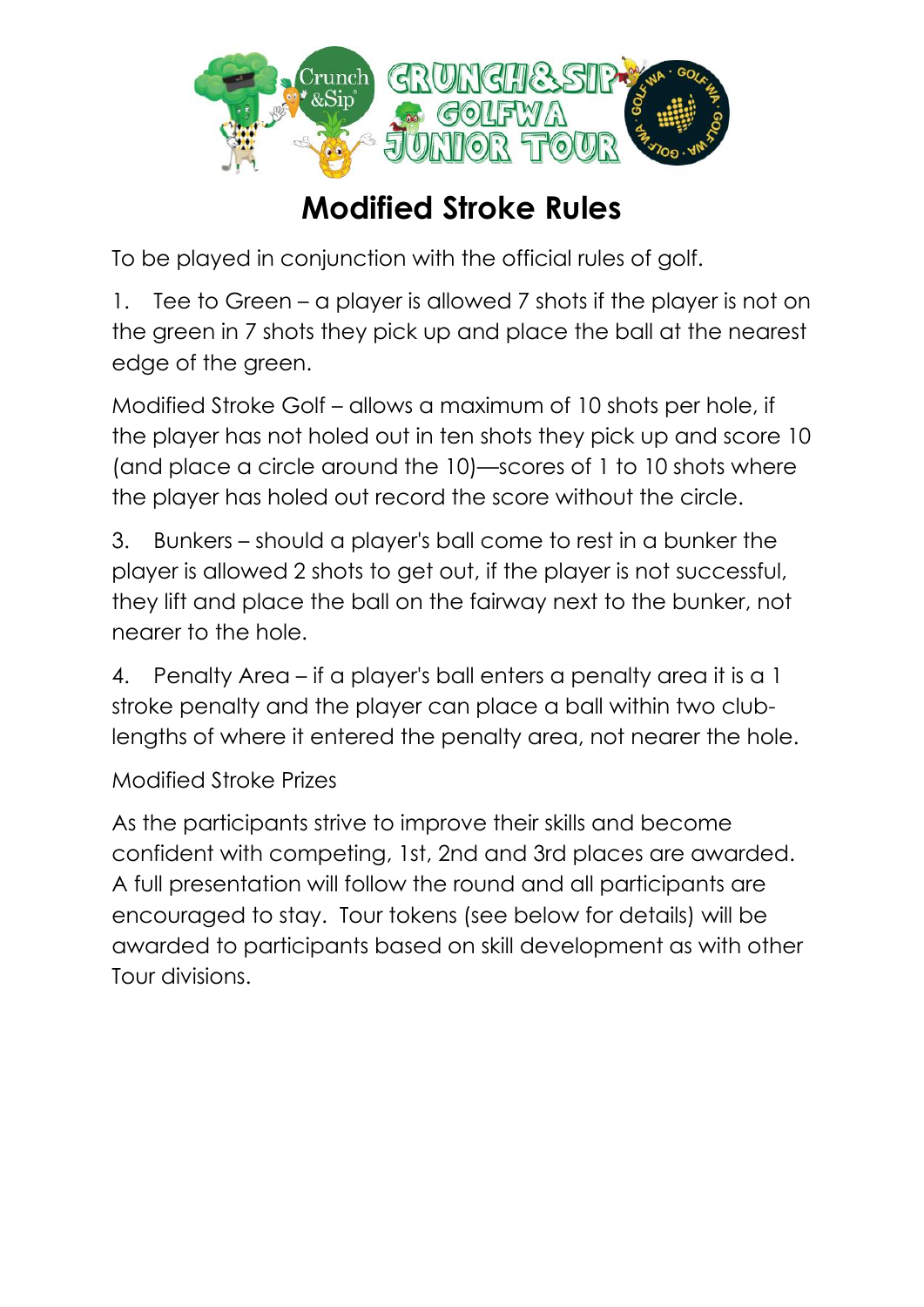# Modified Stroke Rules

To be played in conjunction with the official rules of golf.

1. Tee to Green – a player is allowed 7 shots if the player is not on the green in 7 shots they pick up and place the ball at the nearest edge of the green.

Modified Stroke Golf – allows a maximum of 10 shots per hole, if the player has not holed out in ten shots they pick up and score 10 (and place a circle around the 10)—scores of 1 to 10 shots where the player has holed out record the score without the circle.

3. Bunkers – should a player's ball come to rest in a bunker the player is allowed 2 shots to get out, if the player is not successful, they lift and place the ball on the fairway next to the bunker, not nearer to the hole.

4. Penalty Area – if a player's ball enters a penalty area it is a 1 stroke penalty and the player can place a ball within two club-lengths of where it entered the penalty area, not nearer the hole.

Modified Stroke Prizes

As the participants strive to improve their skills and become confident with competing, 1st, 2nd and 3rd places are awarded. A full presentation will follow the round and all participants are encouraged to stay. Tour tokens (see below for details) will be awarded to participants based on skill development as with other Tour divisions.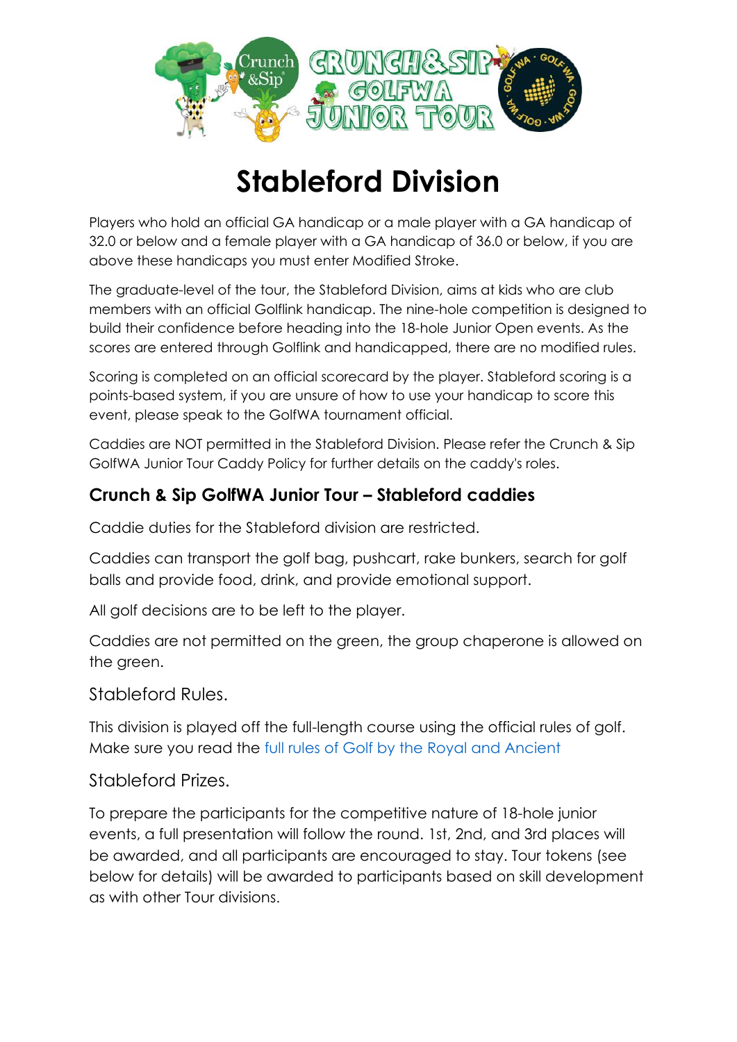# Stableford Division

Players who hold an official GA handicap or a male player with a GA handicap of 32.0 or below and a female player with a GA handicap of 36.0 or below, if you are above these handicaps you must enter Modified Stroke.

The graduate-level of the tour, the Stableford Division, aims at kids who are club members with an official Golflink handicap. The nine-hole competition is designed to build their confidence before heading into the 18-hole Junior Open events. As the scores are entered through Golflink and handicapped, there are no modified rules.

Scoring is completed on an official scorecard by the player. Stableford scoring is a points-based system, if you are unsure of how to use your handicap to score this event, please speak to the GolfWA tournament official.

Caddies are NOT permitted in the Stableford Division. Please refer the Crunch & Sip GolfWA Junior Tour Caddy Policy for further details on the caddy's roles.

## Crunch & Sip GolfWA Junior Tour – Stableford caddies

Caddie duties for the Stableford division are restricted.

Caddies can transport the golf bag, pushcart, rake bunkers, search for golf balls and provide food, drink, and provide emotional support.

All golf decisions are to be left to the player.

Caddies are not permitted on the green, the group chaperone is allowed on the green.

### Stableford Rules.

This division is played off the full-length course using the official rules of golf. Make sure you read the full rules of Golf by the Royal and Ancient

### Stableford Prizes.

To prepare the participants for the competitive nature of 18-hole junior events, a full presentation will follow the round. 1st, 2nd, and 3rd places will be awarded, and all participants are encouraged to stay. Tour tokens (see below for details) will be awarded to participants based on skill development as with other Tour divisions.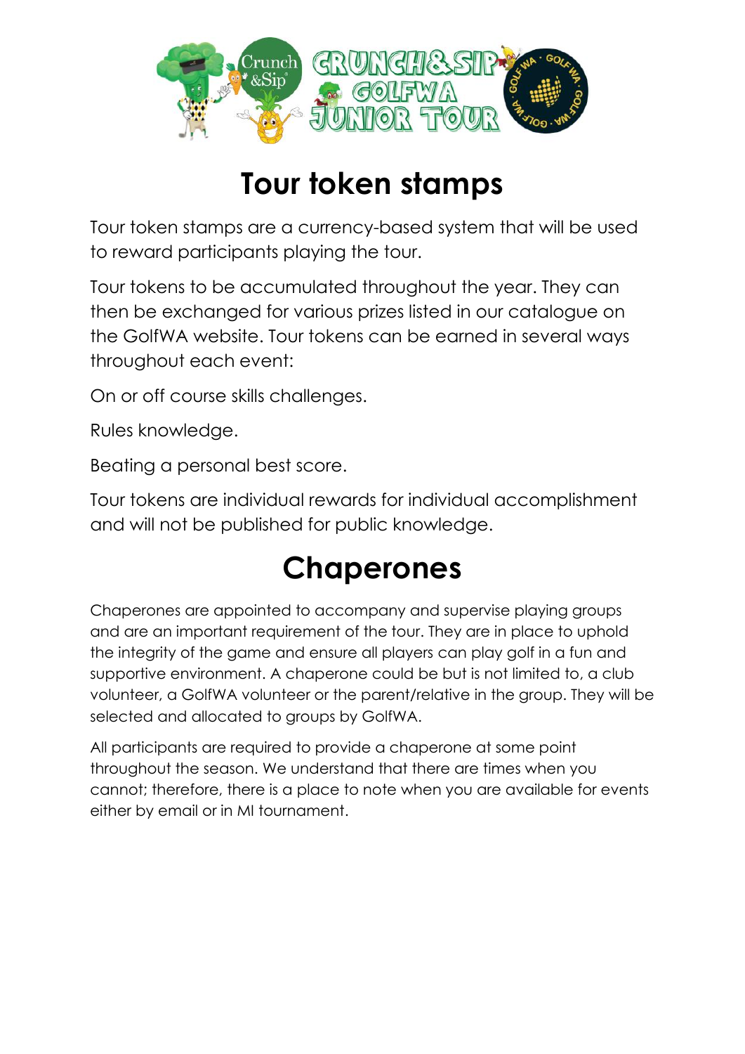# Tour token stamps

Tour token stamps are a currency-based system that will be used to reward participants playing the tour.

Tour tokens to be accumulated throughout the year. They can then be exchanged for various prizes listed in our catalogue on the GolfWA website. Tour tokens can be earned in several ways throughout each event:

On or off course skills challenges.

Rules knowledge.

Beating a personal best score.

Tour tokens are individual rewards for individual accomplishment and will not be published for public knowledge.

# Chaperones

Chaperones are appointed to accompany and supervise playing groups and are an important requirement of the tour. They are in place to uphold the integrity of the game and ensure all players can play golf in a fun and supportive environment. A chaperone could be but is not limited to, a club volunteer, a GolfWA volunteer or the parent/relative in the group. They will be selected and allocated to groups by GolfWA.

All participants are required to provide a chaperone at some point throughout the season. We understand that there are times when you cannot; therefore, there is a place to note when you are available for events either by email or in MI tournament.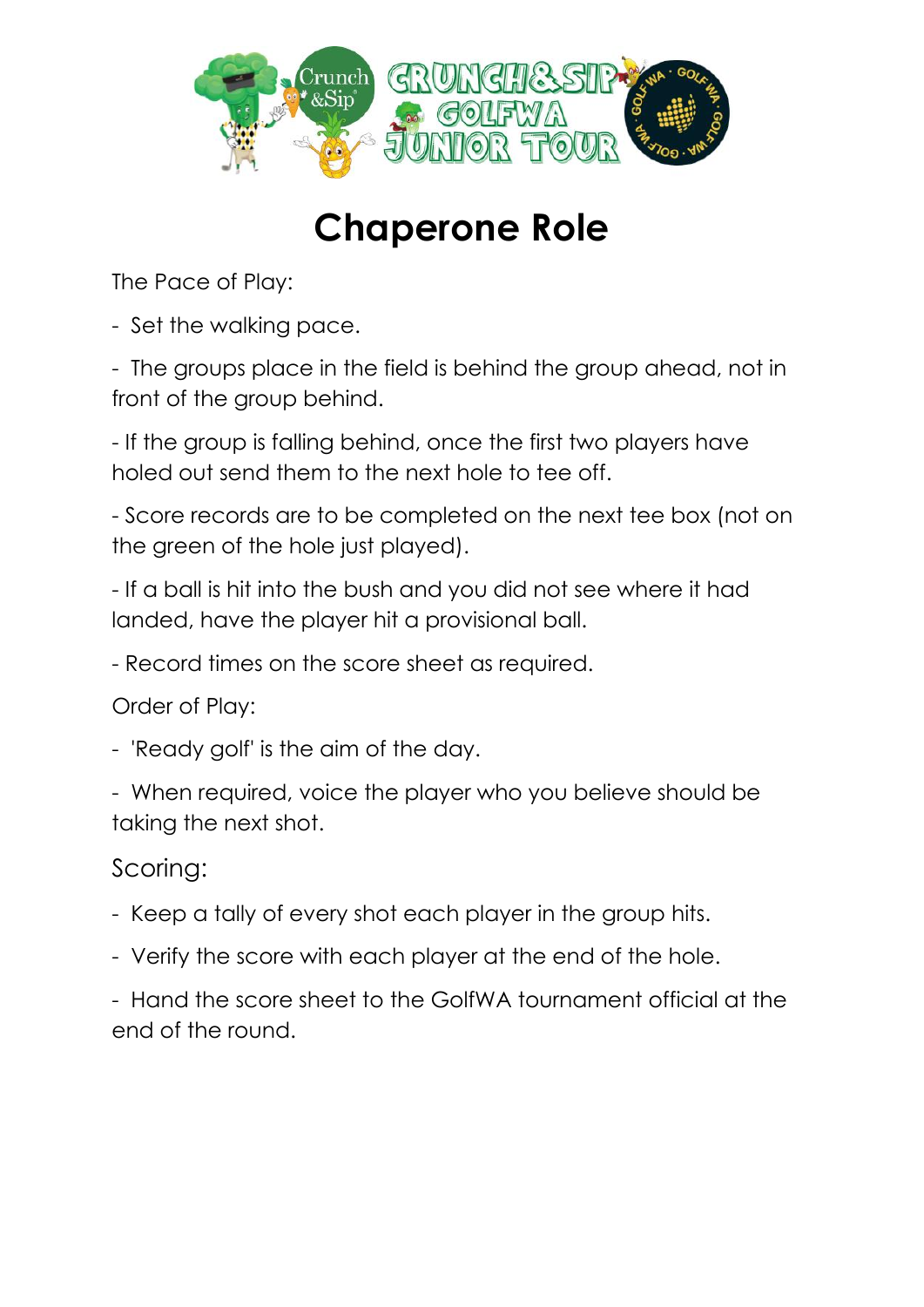# Chaperone Role

The Pace of Play:

- Set the walking pace.
- The groups place in the field is behind the group ahead, not in front of the group behind.
- If the group is falling behind, once the first two players have holed out send them to the next hole to tee off.
- Score records are to be completed on the next tee box (not on the green of the hole just played).
- If a ball is hit into the bush and you did not see where it had landed, have the player hit a provisional ball.
- Record times on the score sheet as required.

Order of Play:

- 'Ready golf' is the aim of the day.
- When required, voice the player who you believe should be taking the next shot.

Scoring:

- Keep a tally of every shot each player in the group hits.
- Verify the score with each player at the end of the hole.
- Hand the score sheet to the GolfWA tournament official at the end of the round.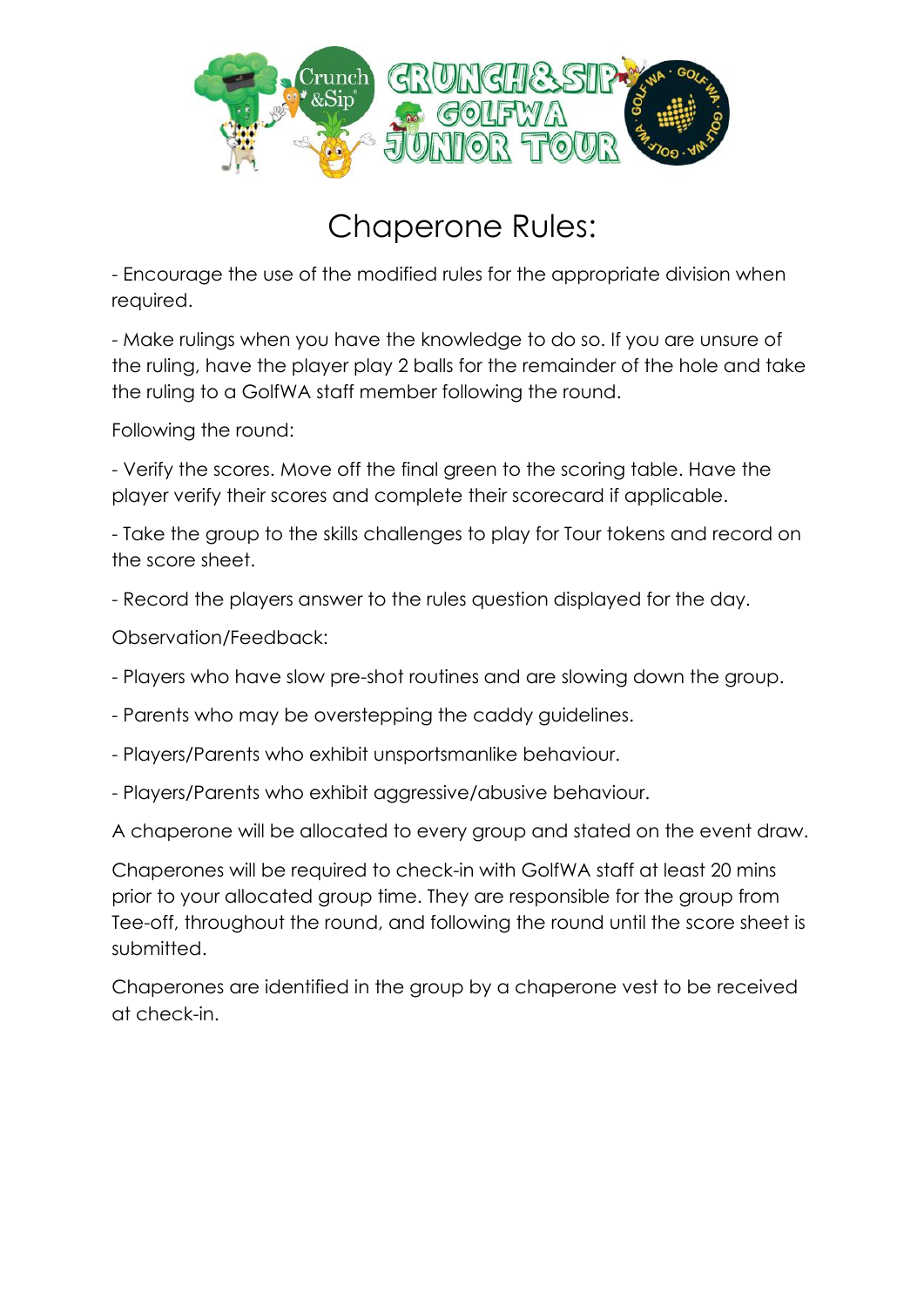# Chaperone Rules:

- Encourage the use of the modified rules for the appropriate division when required.

- Make rulings when you have the knowledge to do so. If you are unsure of the ruling, have the player play 2 balls for the remainder of the hole and take the ruling to a GolfWA staff member following the round.

Following the round:

- Verify the scores. Move off the final green to the scoring table. Have the player verify their scores and complete their scorecard if applicable.

- Take the group to the skills challenges to play for Tour tokens and record on the score sheet.

- Record the players answer to the rules question displayed for the day.

Observation/Feedback:

- Players who have slow pre-shot routines and are slowing down the group.

- Parents who may be overstepping the caddy guidelines.

- Players/Parents who exhibit unsportsmanlike behaviour.

- Players/Parents who exhibit aggressive/abusive behaviour.

A chaperone will be allocated to every group and stated on the event draw.

Chaperones will be required to check-in with GolfWA staff at least 20 mins prior to your allocated group time. They are responsible for the group from Tee-off, throughout the round, and following the round until the score sheet is submitted.

Chaperones are identified in the group by a chaperone vest to be received at check-in.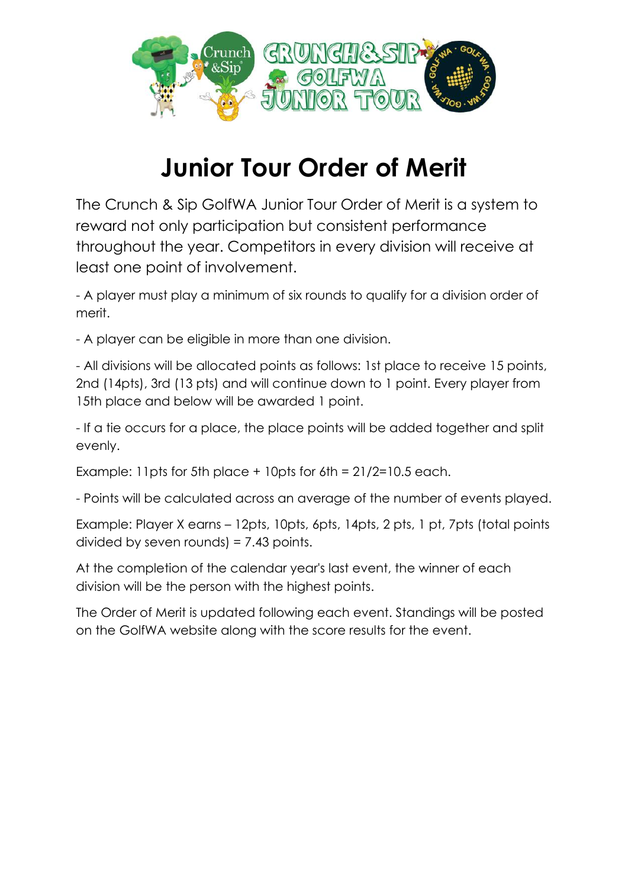# Junior Tour Order of Merit

The Crunch & Sip GolfWA Junior Tour Order of Merit is a system to reward not only participation but consistent performance throughout the year. Competitors in every division will receive at least one point of involvement.

- A player must play a minimum of six rounds to qualify for a division order of merit.

- A player can be eligible in more than one division.

- All divisions will be allocated points as follows: 1st place to receive 15 points, 2nd (14pts), 3rd (13 pts) and will continue down to 1 point. Every player from 15th place and below will be awarded 1 point.

- If a tie occurs for a place, the place points will be added together and split evenly.

Example: 11pts for 5th place + 10pts for 6th = 21/2=10.5 each.

- Points will be calculated across an average of the number of events played.

Example: Player X earns – 12pts, 10pts, 6pts, 14pts, 2 pts, 1 pt, 7pts (total points divided by seven rounds) = 7.43 points.

At the completion of the calendar year's last event, the winner of each division will be the person with the highest points.

The Order of Merit is updated following each event. Standings will be posted on the GolfWA website along with the score results for the event.